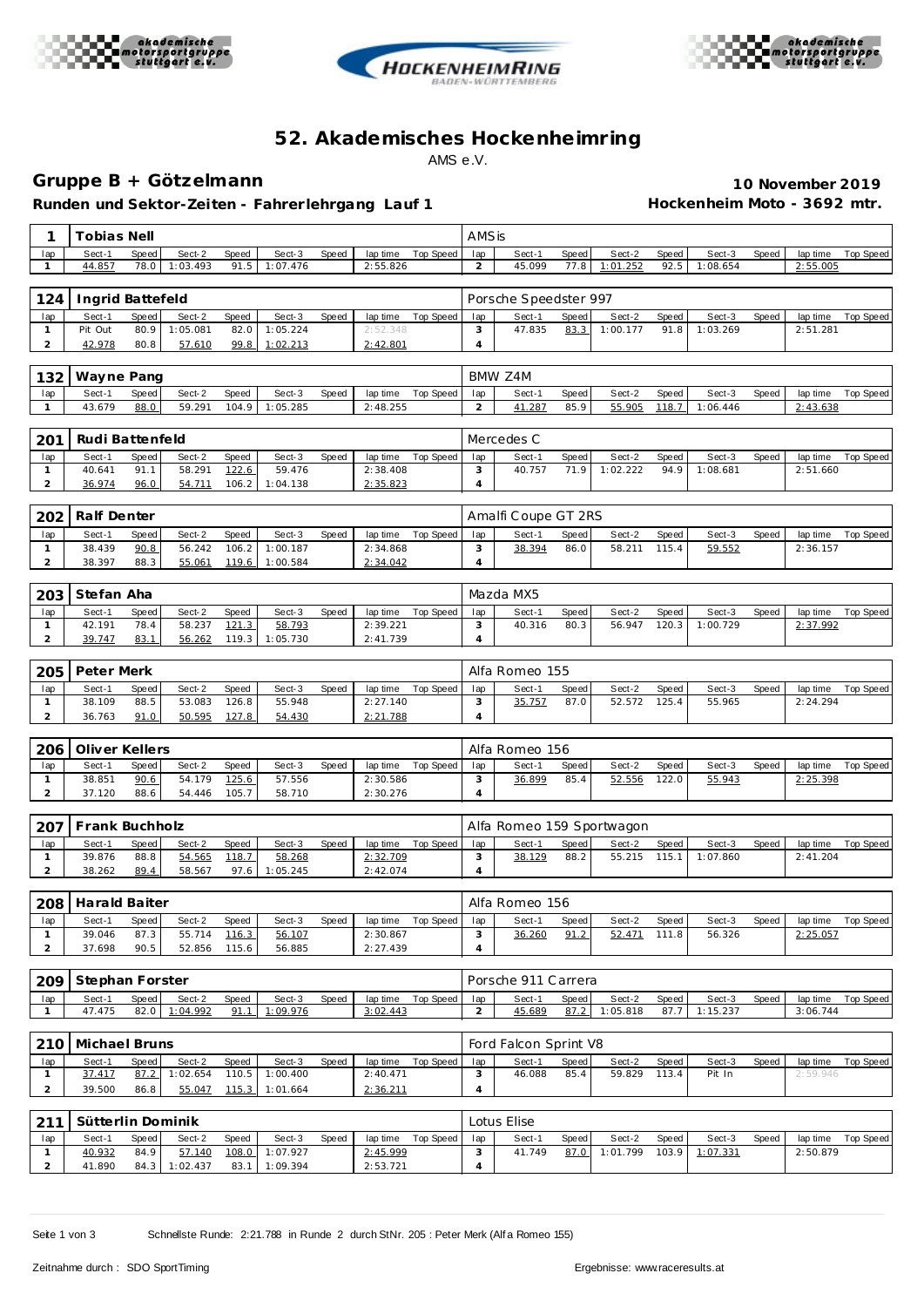# 52. Akademisches Hockenheimring

AMS e.V.

## Gruppe B + Götzelmann

**Runden und Sektor-Zeiten - Fahrerlehrgang Lauf 1**

**10 November 2019**

**Hockenheim Moto - 3692 mtr.**

| 1 | Tobias Nell | | | | | | | | AMSis | | | | | | | | |
|---|---|---|---|---|---|---|---|---|---|---|---|---|---|---|---|---|---|
| lap | Sect-1 | Speed | Sect-2 | Speed | Sect-3 | Speed | lap time | Top Speed | lap | Sect-1 | Speed | Sect-2 | Speed | Sect-3 | Speed | lap time | Top Speed |
| 1 | 44.857 | 78.0 | 1:03.493 | 91.5 | 1:07.476 | | 2:55.826 | | 2 | 45.099 | 77.8 | 1:01.252 | 92.5 | 1:08.654 | | 2:55.005 | |

| 124 | Ingrid Battefeld | | | | | | | | Porsche Speedster 997 | | | | | | | | |
|---|---|---|---|---|---|---|---|---|---|---|---|---|---|---|---|---|---|
| lap | Sect-1 | Speed | Sect-2 | Speed | Sect-3 | Speed | lap time | Top Speed | lap | Sect-1 | Speed | Sect-2 | Speed | Sect-3 | Speed | lap time | Top Speed |
| 1 | Pit Out | 80.9 | 1:05.081 | 82.0 | 1:05.224 | | 2:52.348 | | 3 | 47.835 | 83.3 | 1:00.177 | 91.8 | 1:03.269 | | 2:51.281 | |
| 2 | 42.978 | 80.8 | 57.610 | 99.8 | 1:02.213 | | 2:42.801 | | 4 | | | | | | | | |

| 132 | Wayne Pang | | | | | | | | BMW Z4M | | | | | | | | |
|---|---|---|---|---|---|---|---|---|---|---|---|---|---|---|---|---|---|
| lap | Sect-1 | Speed | Sect-2 | Speed | Sect-3 | Speed | lap time | Top Speed | lap | Sect-1 | Speed | Sect-2 | Speed | Sect-3 | Speed | lap time | Top Speed |
| 1 | 43.679 | 88.0 | 59.291 | 104.9 | 1:05.285 | | 2:48.255 | | 2 | 41.287 | 85.9 | 55.905 | 118.7 | 1:06.446 | | 2:43.638 | |

| 201 | Rudi Battenfeld | | | | | | | | Mercedes C | | | | | | | | |
|---|---|---|---|---|---|---|---|---|---|---|---|---|---|---|---|---|---|
| lap | Sect-1 | Speed | Sect-2 | Speed | Sect-3 | Speed | lap time | Top Speed | lap | Sect-1 | Speed | Sect-2 | Speed | Sect-3 | Speed | lap time | Top Speed |
| 1 | 40.641 | 91.1 | 58.291 | 122.6 | 59.476 | | 2:38.408 | | 3 | 40.757 | 71.9 | 1:02.222 | 94.9 | 1:08.681 | | 2:51.660 | |
| 2 | 36.974 | 96.0 | 54.711 | 106.2 | 1:04.138 | | 2:35.823 | | 4 | | | | | | | | |

| 202 | Ralf Denter | | | | | | | | Amalfi Coupe GT 2RS | | | | | | | | |
|---|---|---|---|---|---|---|---|---|---|---|---|---|---|---|---|---|---|
| lap | Sect-1 | Speed | Sect-2 | Speed | Sect-3 | Speed | lap time | Top Speed | lap | Sect-1 | Speed | Sect-2 | Speed | Sect-3 | Speed | lap time | Top Speed |
| 1 | 38.439 | 90.8 | 56.242 | 106.2 | 1:00.187 | | 2:34.868 | | 3 | 38.394 | 86.0 | 58.211 | 115.4 | 59.552 | | 2:36.157 | |
| 2 | 38.397 | 88.3 | 55.061 | 119.6 | 1:00.584 | | 2:34.042 | | 4 | | | | | | | | |

| 203 | Stefan Aha | | | | | | | | Mazda MX5 | | | | | | | | |
|---|---|---|---|---|---|---|---|---|---|---|---|---|---|---|---|---|---|
| lap | Sect-1 | Speed | Sect-2 | Speed | Sect-3 | Speed | lap time | Top Speed | lap | Sect-1 | Speed | Sect-2 | Speed | Sect-3 | Speed | lap time | Top Speed |
| 1 | 42.191 | 78.4 | 58.237 | 121.3 | 58.793 | | 2:39.221 | | 3 | 40.316 | 80.3 | 56.947 | 120.3 | 1:00.729 | | 2:37.992 | |
| 2 | 39.747 | 83.1 | 56.262 | 119.3 | 1:05.730 | | 2:41.739 | | 4 | | | | | | | | |

| 205 | Peter Merk | | | | | | | | Alfa Romeo 155 | | | | | | | | |
|---|---|---|---|---|---|---|---|---|---|---|---|---|---|---|---|---|---|
| lap | Sect-1 | Speed | Sect-2 | Speed | Sect-3 | Speed | lap time | Top Speed | lap | Sect-1 | Speed | Sect-2 | Speed | Sect-3 | Speed | lap time | Top Speed |
| 1 | 38.109 | 88.5 | 53.083 | 126.8 | 55.948 | | 2:27.140 | | 3 | 35.757 | 87.0 | 52.572 | 125.4 | 55.965 | | 2:24.294 | |
| 2 | 36.763 | 91.0 | 50.595 | 127.8 | 54.430 | | 2:21.788 | | 4 | | | | | | | | |

| 206 | Oliver Kellers | | | | | | | | Alfa Romeo 156 | | | | | | | | |
|---|---|---|---|---|---|---|---|---|---|---|---|---|---|---|---|---|---|
| lap | Sect-1 | Speed | Sect-2 | Speed | Sect-3 | Speed | lap time | Top Speed | lap | Sect-1 | Speed | Sect-2 | Speed | Sect-3 | Speed | lap time | Top Speed |
| 1 | 38.851 | 90.6 | 54.179 | 125.6 | 57.556 | | 2:30.586 | | 3 | 36.899 | 85.4 | 52.556 | 122.0 | 55.943 | | 2:25.398 | |
| 2 | 37.120 | 88.6 | 54.446 | 105.7 | 58.710 | | 2:30.276 | | 4 | | | | | | | | |

| 207 | Frank Buchholz | | | | | | | | Alfa Romeo 159 Sportwagon | | | | | | | | |
|---|---|---|---|---|---|---|---|---|---|---|---|---|---|---|---|---|---|
| lap | Sect-1 | Speed | Sect-2 | Speed | Sect-3 | Speed | lap time | Top Speed | lap | Sect-1 | Speed | Sect-2 | Speed | Sect-3 | Speed | lap time | Top Speed |
| 1 | 39.876 | 88.8 | 54.565 | 118.7 | 58.268 | | 2:32.709 | | 3 | 38.129 | 88.2 | 55.215 | 115.1 | 1:07.860 | | 2:41.204 | |
| 2 | 38.262 | 89.4 | 58.567 | 97.6 | 1:05.245 | | 2:42.074 | | 4 | | | | | | | | |

| 208 | Harald Baiter | | | | | | | | Alfa Romeo 156 | | | | | | | | |
|---|---|---|---|---|---|---|---|---|---|---|---|---|---|---|---|---|---|
| lap | Sect-1 | Speed | Sect-2 | Speed | Sect-3 | Speed | lap time | Top Speed | lap | Sect-1 | Speed | Sect-2 | Speed | Sect-3 | Speed | lap time | Top Speed |
| 1 | 39.046 | 87.3 | 55.714 | 116.3 | 56.107 | | 2:30.867 | | 3 | 36.260 | 91.2 | 52.471 | 111.8 | 56.326 | | 2:25.057 | |
| 2 | 37.698 | 90.5 | 52.856 | 115.6 | 56.885 | | 2:27.439 | | 4 | | | | | | | | |

| 209 | Stephan Forster | | | | | | | | Porsche 911 Carrera | | | | | | | | |
|---|---|---|---|---|---|---|---|---|---|---|---|---|---|---|---|---|---|
| lap | Sect-1 | Speed | Sect-2 | Speed | Sect-3 | Speed | lap time | Top Speed | lap | Sect-1 | Speed | Sect-2 | Speed | Sect-3 | Speed | lap time | Top Speed |
| 1 | 47.475 | 82.0 | 1:04.992 | 91.1 | 1:09.976 | | 3:02.443 | | 2 | 45.689 | 87.2 | 1:05.818 | 87.7 | 1:15.237 | | 3:06.744 | |

| 210 | Michael Bruns | | | | | | | | Ford Falcon Sprint V8 | | | | | | | | |
|---|---|---|---|---|---|---|---|---|---|---|---|---|---|---|---|---|---|
| lap | Sect-1 | Speed | Sect-2 | Speed | Sect-3 | Speed | lap time | Top Speed | lap | Sect-1 | Speed | Sect-2 | Speed | Sect-3 | Speed | lap time | Top Speed |
| 1 | 37.417 | 87.2 | 1:02.654 | 110.5 | 1:00.400 | | 2:40.471 | | 3 | 46.088 | 85.4 | 59.829 | 113.4 | Pit In | | 2:59.946 | |
| 2 | 39.500 | 86.8 | 55.047 | 115.3 | 1:01.664 | | 2:36.211 | | 4 | | | | | | | | |

| 211 | Sütterlin Dominik | | | | | | | | Lotus Elise | | | | | | | | |
|---|---|---|---|---|---|---|---|---|---|---|---|---|---|---|---|---|---|
| lap | Sect-1 | Speed | Sect-2 | Speed | Sect-3 | Speed | lap time | Top Speed | lap | Sect-1 | Speed | Sect-2 | Speed | Sect-3 | Speed | lap time | Top Speed |
| 1 | 40.932 | 84.9 | 57.140 | 108.0 | 1:07.927 | | 2:45.999 | | 3 | 41.749 | 87.0 | 1:01.799 | 103.9 | 1:07.331 | | 2:50.879 | |
| 2 | 41.890 | 84.3 | 1:02.437 | 83.1 | 1:09.394 | | 2:53.721 | | 4 | | | | | | | | |

Schnellste Runde: 2:21.788 in Runde 2 durch StNr. 205 : Peter Merk (Alfa Romeo 155)

Zeitnahme durch : SDO SportTiming

Ergebnisse: www.raceresults.at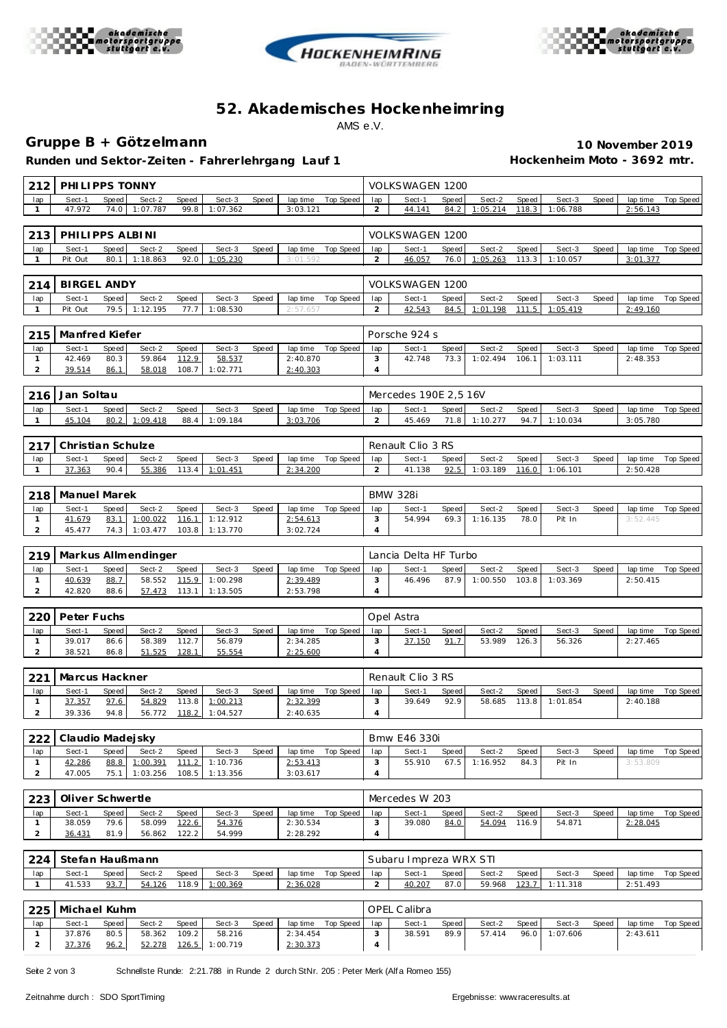# 52. Akademisches Hockenheimring

AMS e.V.

## Gruppe B + Götzelmann

**10 November 2019**

**Runden und Sektor-Zeiten - Fahrerlehrgang Lauf 1**

**Hockenheim Moto - 3692 mtr.**

### 212 PHILIPPS TONNY — VOLKSWAGEN 1200

| lap | Sect-1 | Speed | Sect-2 | Speed | Sect-3 | Speed | lap time | Top Speed |
|---|---|---|---|---|---|---|---|---|
| 1 | 47.972 | 74.0 | 1:07.787 | 99.8 | 1:07.362 | | 3:03.121 | |
| 2 | 44.141 | 84.2 | 1:05.214 | 118.3 | 1:06.788 | | 2:56.143 | |

### 213 PHILIPPS ALBINI — VOLKSWAGEN 1200

| lap | Sect-1 | Speed | Sect-2 | Speed | Sect-3 | Speed | lap time | Top Speed |
|---|---|---|---|---|---|---|---|---|
| 1 | Pit Out | 80.1 | 1:18.863 | 92.0 | 1:05.230 | | 3:01.592 | |
| 2 | 46.057 | 76.0 | 1:05.263 | 113.3 | 1:10.057 | | 3:01.377 | |

### 214 BIRGEL ANDY — VOLKSWAGEN 1200

| lap | Sect-1 | Speed | Sect-2 | Speed | Sect-3 | Speed | lap time | Top Speed |
|---|---|---|---|---|---|---|---|---|
| 1 | Pit Out | 79.5 | 1:12.195 | 77.7 | 1:08.530 | | 2:57.657 | |
| 2 | 42.543 | 84.5 | 1:01.198 | 111.5 | 1:05.419 | | 2:49.160 | |

### 215 Manfred Kiefer — Porsche 924 s

| lap | Sect-1 | Speed | Sect-2 | Speed | Sect-3 | Speed | lap time | Top Speed |
|---|---|---|---|---|---|---|---|---|
| 1 | 42.469 | 80.3 | 59.864 | 112.9 | 58.537 | | 2:40.870 | |
| 2 | 39.514 | 86.1 | 58.018 | 108.7 | 1:02.771 | | 2:40.303 | |
| 3 | 42.748 | 73.3 | 1:02.494 | 106.1 | 1:03.111 | | 2:48.353 | |
| 4 | | | | | | | | |

### 216 Jan Soltau — Mercedes 190E 2,5 16V

| lap | Sect-1 | Speed | Sect-2 | Speed | Sect-3 | Speed | lap time | Top Speed |
|---|---|---|---|---|---|---|---|---|
| 1 | 45.104 | 80.2 | 1:09.418 | 88.4 | 1:09.184 | | 3:03.706 | |
| 2 | 45.469 | 71.8 | 1:10.277 | 94.7 | 1:10.034 | | 3:05.780 | |

### 217 Christian Schulze — Renault Clio 3 RS

| lap | Sect-1 | Speed | Sect-2 | Speed | Sect-3 | Speed | lap time | Top Speed |
|---|---|---|---|---|---|---|---|---|
| 1 | 37.363 | 90.4 | 55.386 | 113.4 | 1:01.451 | | 2:34.200 | |
| 2 | 41.138 | 92.5 | 1:03.189 | 116.0 | 1:06.101 | | 2:50.428 | |

### 218 Manuel Marek — BMW 328i

| lap | Sect-1 | Speed | Sect-2 | Speed | Sect-3 | Speed | lap time | Top Speed |
|---|---|---|---|---|---|---|---|---|
| 1 | 41.679 | 83.1 | 1:00.022 | 116.1 | 1:12.912 | | 2:54.613 | |
| 2 | 45.477 | 74.3 | 1:03.477 | 103.8 | 1:13.770 | | 3:02.724 | |
| 3 | 54.994 | 69.3 | 1:16.135 | 78.0 | Pit In | | 3:52.445 | |
| 4 | | | | | | | | |

### 219 Markus Allmendinger — Lancia Delta HF Turbo

| lap | Sect-1 | Speed | Sect-2 | Speed | Sect-3 | Speed | lap time | Top Speed |
|---|---|---|---|---|---|---|---|---|
| 1 | 40.639 | 88.7 | 58.552 | 115.9 | 1:00.298 | | 2:39.489 | |
| 2 | 42.820 | 88.6 | 57.473 | 113.1 | 1:13.505 | | 2:53.798 | |
| 3 | 46.496 | 87.9 | 1:00.550 | 103.8 | 1:03.369 | | 2:50.415 | |
| 4 | | | | | | | | |

### 220 Peter Fuchs — Opel Astra

| lap | Sect-1 | Speed | Sect-2 | Speed | Sect-3 | Speed | lap time | Top Speed |
|---|---|---|---|---|---|---|---|---|
| 1 | 39.017 | 86.6 | 58.389 | 112.7 | 56.879 | | 2:34.285 | |
| 2 | 38.521 | 86.8 | 51.525 | 128.1 | 55.554 | | 2:25.600 | |
| 3 | 37.150 | 91.7 | 53.989 | 126.3 | 56.326 | | 2:27.465 | |
| 4 | | | | | | | | |

### 221 Marcus Hackner — Renault Clio 3 RS

| lap | Sect-1 | Speed | Sect-2 | Speed | Sect-3 | Speed | lap time | Top Speed |
|---|---|---|---|---|---|---|---|---|
| 1 | 37.357 | 97.6 | 54.829 | 113.8 | 1:00.213 | | 2:32.399 | |
| 2 | 39.336 | 94.8 | 56.772 | 118.2 | 1:04.527 | | 2:40.635 | |
| 3 | 39.649 | 92.9 | 58.685 | 113.8 | 1:01.854 | | 2:40.188 | |
| 4 | | | | | | | | |

### 222 Claudio Madejsky — Bmw E46 330i

| lap | Sect-1 | Speed | Sect-2 | Speed | Sect-3 | Speed | lap time | Top Speed |
|---|---|---|---|---|---|---|---|---|
| 1 | 42.286 | 88.8 | 1:00.391 | 111.2 | 1:10.736 | | 2:53.413 | |
| 2 | 47.005 | 75.1 | 1:03.256 | 108.5 | 1:13.356 | | 3:03.617 | |
| 3 | 55.910 | 67.5 | 1:16.952 | 84.3 | Pit In | | 3:53.809 | |
| 4 | | | | | | | | |

### 223 Oliver Schwertle — Mercedes W 203

| lap | Sect-1 | Speed | Sect-2 | Speed | Sect-3 | Speed | lap time | Top Speed |
|---|---|---|---|---|---|---|---|---|
| 1 | 38.059 | 79.6 | 58.099 | 122.6 | 54.376 | | 2:30.534 | |
| 2 | 36.431 | 81.9 | 56.862 | 122.2 | 54.999 | | 2:28.292 | |
| 3 | 39.080 | 84.0 | 54.094 | 116.9 | 54.871 | | 2:28.045 | |
| 4 | | | | | | | | |

### 224 Stefan Haußmann — Subaru Impreza WRX STI

| lap | Sect-1 | Speed | Sect-2 | Speed | Sect-3 | Speed | lap time | Top Speed |
|---|---|---|---|---|---|---|---|---|
| 1 | 41.533 | 93.7 | 54.126 | 118.9 | 1:00.369 | | 2:36.028 | |
| 2 | 40.207 | 87.0 | 59.968 | 123.7 | 1:11.318 | | 2:51.493 | |

### 225 Michael Kuhm — OPEL Calibra

| lap | Sect-1 | Speed | Sect-2 | Speed | Sect-3 | Speed | lap time | Top Speed |
|---|---|---|---|---|---|---|---|---|
| 1 | 37.876 | 80.5 | 58.362 | 109.2 | 58.216 | | 2:34.454 | |
| 2 | 37.376 | 96.2 | 52.278 | 126.5 | 1:00.719 | | 2:30.373 | |
| 3 | 38.591 | 89.9 | 57.414 | 96.0 | 1:07.606 | | 2:43.611 | |
| 4 | | | | | | | | |

Schnellste Runde: 2:21.788 in Runde 2 durch StNr. 205 : Peter Merk (Alfa Romeo 155)

Zeitnahme durch : SDO SportTiming

Ergebnisse: www.raceresults.at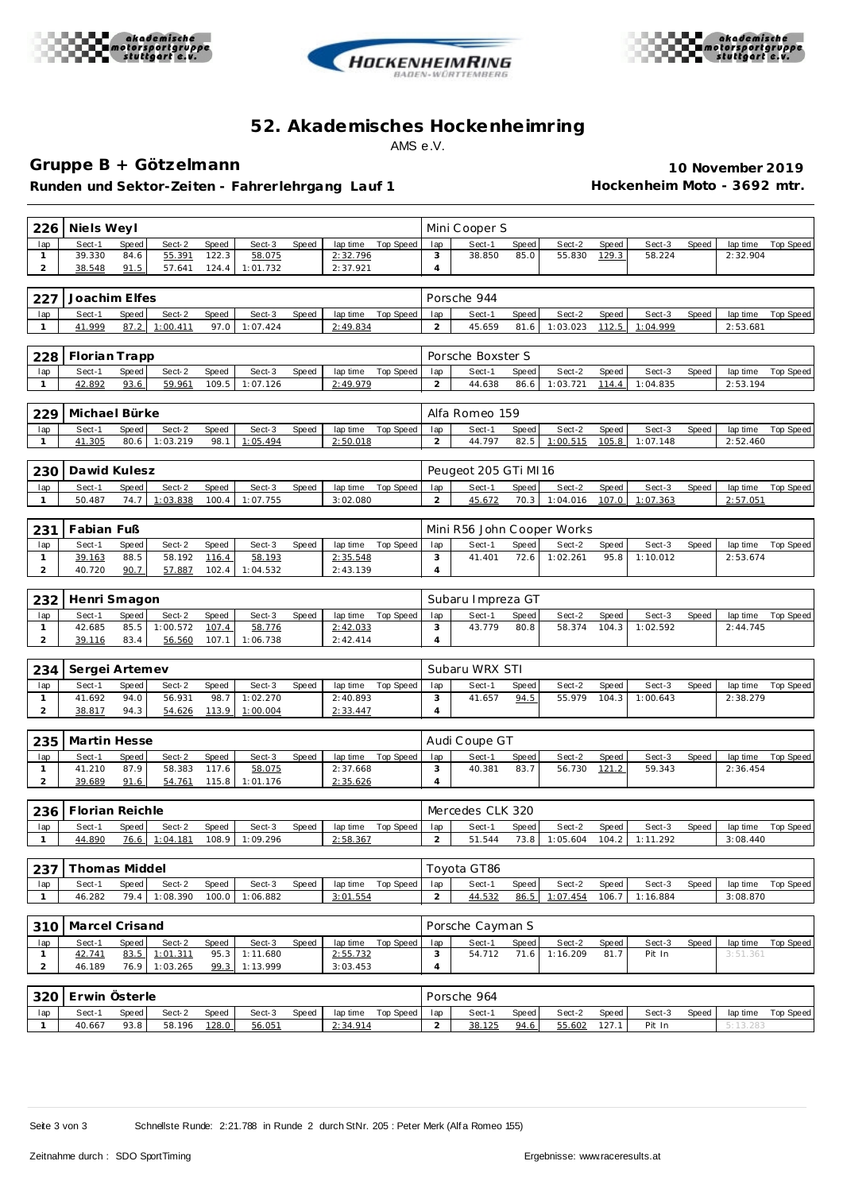# 52. Akademisches Hockenheimring

AMS e.V.

## Gruppe B + Götzelmann

**Runden und Sektor-Zeiten - Fahrerlehrgang Lauf 1**

**10 November 2019**

**Hockenheim Moto - 3692 mtr.**

| 226 | Niels Weyl | | | | | | | | Mini Cooper S | | | | | | | | |
|---|---|---|---|---|---|---|---|---|---|---|---|---|---|---|---|---|---|
| lap | Sect-1 | Speed | Sect-2 | Speed | Sect-3 | Speed | lap time | Top Speed | lap | Sect-1 | Speed | Sect-2 | Speed | Sect-3 | Speed | lap time | Top Speed |
| 1 | 39.330 | 84.6 | 55.391 | 122.3 | 58.075 | | 2:32.796 | | 3 | 38.850 | 85.0 | 55.830 | 129.3 | 58.224 | | 2:32.904 | |
| 2 | 38.548 | 91.5 | 57.641 | 124.4 | 1:01.732 | | 2:37.921 | | 4 | | | | | | | | |

| 227 | Joachim Elfes | | | | | | | | Porsche 944 | | | | | | | | |
|---|---|---|---|---|---|---|---|---|---|---|---|---|---|---|---|---|---|
| lap | Sect-1 | Speed | Sect-2 | Speed | Sect-3 | Speed | lap time | Top Speed | lap | Sect-1 | Speed | Sect-2 | Speed | Sect-3 | Speed | lap time | Top Speed |
| 1 | 41.999 | 87.2 | 1:00.411 | 97.0 | 1:07.424 | | 2:49.834 | | 2 | 45.659 | 81.6 | 1:03.023 | 112.5 | 1:04.999 | | 2:53.681 | |

| 228 | Florian Trapp | | | | | | | | Porsche Boxster S | | | | | | | | |
|---|---|---|---|---|---|---|---|---|---|---|---|---|---|---|---|---|---|
| lap | Sect-1 | Speed | Sect-2 | Speed | Sect-3 | Speed | lap time | Top Speed | lap | Sect-1 | Speed | Sect-2 | Speed | Sect-3 | Speed | lap time | Top Speed |
| 1 | 42.892 | 93.6 | 59.961 | 109.5 | 1:07.126 | | 2:49.979 | | 2 | 44.638 | 86.6 | 1:03.721 | 114.4 | 1:04.835 | | 2:53.194 | |

| 229 | Michael Bürke | | | | | | | | Alfa Romeo 159 | | | | | | | | |
|---|---|---|---|---|---|---|---|---|---|---|---|---|---|---|---|---|---|
| lap | Sect-1 | Speed | Sect-2 | Speed | Sect-3 | Speed | lap time | Top Speed | lap | Sect-1 | Speed | Sect-2 | Speed | Sect-3 | Speed | lap time | Top Speed |
| 1 | 41.305 | 80.6 | 1:03.219 | 98.1 | 1:05.494 | | 2:50.018 | | 2 | 44.797 | 82.5 | 1:00.515 | 105.8 | 1:07.148 | | 2:52.460 | |

| 230 | Dawid Kulesz | | | | | | | | Peugeot 205 GTi MI16 | | | | | | | | |
|---|---|---|---|---|---|---|---|---|---|---|---|---|---|---|---|---|---|
| lap | Sect-1 | Speed | Sect-2 | Speed | Sect-3 | Speed | lap time | Top Speed | lap | Sect-1 | Speed | Sect-2 | Speed | Sect-3 | Speed | lap time | Top Speed |
| 1 | 50.487 | 74.7 | 1:03.838 | 100.4 | 1:07.755 | | 3:02.080 | | 2 | 45.672 | 70.3 | 1:04.016 | 107.0 | 1:07.363 | | 2:57.051 | |

| 231 | Fabian Fuß | | | | | | | | Mini R56 John Cooper Works | | | | | | | | |
|---|---|---|---|---|---|---|---|---|---|---|---|---|---|---|---|---|---|
| lap | Sect-1 | Speed | Sect-2 | Speed | Sect-3 | Speed | lap time | Top Speed | lap | Sect-1 | Speed | Sect-2 | Speed | Sect-3 | Speed | lap time | Top Speed |
| 1 | 39.163 | 88.5 | 58.192 | 116.4 | 58.193 | | 2:35.548 | | 3 | 41.401 | 72.6 | 1:02.261 | 95.8 | 1:10.012 | | 2:53.674 | |
| 2 | 40.720 | 90.7 | 57.887 | 102.4 | 1:04.532 | | 2:43.139 | | 4 | | | | | | | | |

| 232 | Henri Smagon | | | | | | | | Subaru Impreza GT | | | | | | | | |
|---|---|---|---|---|---|---|---|---|---|---|---|---|---|---|---|---|---|
| lap | Sect-1 | Speed | Sect-2 | Speed | Sect-3 | Speed | lap time | Top Speed | lap | Sect-1 | Speed | Sect-2 | Speed | Sect-3 | Speed | lap time | Top Speed |
| 1 | 42.685 | 85.5 | 1:00.572 | 107.4 | 58.776 | | 2:42.033 | | 3 | 43.779 | 80.8 | 58.374 | 104.3 | 1:02.592 | | 2:44.745 | |
| 2 | 39.116 | 83.4 | 56.560 | 107.1 | 1:06.738 | | 2:42.414 | | 4 | | | | | | | | |

| 234 | Sergei Artemev | | | | | | | | Subaru WRX STI | | | | | | | | |
|---|---|---|---|---|---|---|---|---|---|---|---|---|---|---|---|---|---|
| lap | Sect-1 | Speed | Sect-2 | Speed | Sect-3 | Speed | lap time | Top Speed | lap | Sect-1 | Speed | Sect-2 | Speed | Sect-3 | Speed | lap time | Top Speed |
| 1 | 41.692 | 94.0 | 56.931 | 98.7 | 1:02.270 | | 2:40.893 | | 3 | 41.657 | 94.5 | 55.979 | 104.3 | 1:00.643 | | 2:38.279 | |
| 2 | 38.817 | 94.3 | 54.626 | 113.9 | 1:00.004 | | 2:33.447 | | 4 | | | | | | | | |

| 235 | Martin Hesse | | | | | | | | Audi Coupe GT | | | | | | | | |
|---|---|---|---|---|---|---|---|---|---|---|---|---|---|---|---|---|---|
| lap | Sect-1 | Speed | Sect-2 | Speed | Sect-3 | Speed | lap time | Top Speed | lap | Sect-1 | Speed | Sect-2 | Speed | Sect-3 | Speed | lap time | Top Speed |
| 1 | 41.210 | 87.9 | 58.383 | 117.6 | 58.075 | | 2:37.668 | | 3 | 40.381 | 83.7 | 56.730 | 121.2 | 59.343 | | 2:36.454 | |
| 2 | 39.689 | 91.6 | 54.761 | 115.8 | 1:01.176 | | 2:35.626 | | 4 | | | | | | | | |

| 236 | Florian Reichle | | | | | | | | Mercedes CLK 320 | | | | | | | | |
|---|---|---|---|---|---|---|---|---|---|---|---|---|---|---|---|---|---|
| lap | Sect-1 | Speed | Sect-2 | Speed | Sect-3 | Speed | lap time | Top Speed | lap | Sect-1 | Speed | Sect-2 | Speed | Sect-3 | Speed | lap time | Top Speed |
| 1 | 44.890 | 76.6 | 1:04.181 | 108.9 | 1:09.296 | | 2:58.367 | | 2 | 51.544 | 73.8 | 1:05.604 | 104.2 | 1:11.292 | | 3:08.440 | |

| 237 | Thomas Middel | | | | | | | | Toyota GT86 | | | | | | | | |
|---|---|---|---|---|---|---|---|---|---|---|---|---|---|---|---|---|---|
| lap | Sect-1 | Speed | Sect-2 | Speed | Sect-3 | Speed | lap time | Top Speed | lap | Sect-1 | Speed | Sect-2 | Speed | Sect-3 | Speed | lap time | Top Speed |
| 1 | 46.282 | 79.4 | 1:08.390 | 100.0 | 1:06.882 | | 3:01.554 | | 2 | 44.532 | 86.5 | 1:07.454 | 106.7 | 1:16.884 | | 3:08.870 | |

| 310 | Marcel Crisand | | | | | | | | Porsche Cayman S | | | | | | | | |
|---|---|---|---|---|---|---|---|---|---|---|---|---|---|---|---|---|---|
| lap | Sect-1 | Speed | Sect-2 | Speed | Sect-3 | Speed | lap time | Top Speed | lap | Sect-1 | Speed | Sect-2 | Speed | Sect-3 | Speed | lap time | Top Speed |
| 1 | 42.741 | 83.5 | 1:01.311 | 95.3 | 1:11.680 | | 2:55.732 | | 3 | 54.712 | 71.6 | 1:16.209 | 81.7 | Pit In | | 3:51.361 | |
| 2 | 46.189 | 76.9 | 1:03.265 | 99.3 | 1:13.999 | | 3:03.453 | | 4 | | | | | | | | |

| 320 | Erwin Österle | | | | | | | | Porsche 964 | | | | | | | | |
|---|---|---|---|---|---|---|---|---|---|---|---|---|---|---|---|---|---|
| lap | Sect-1 | Speed | Sect-2 | Speed | Sect-3 | Speed | lap time | Top Speed | lap | Sect-1 | Speed | Sect-2 | Speed | Sect-3 | Speed | lap time | Top Speed |
| 1 | 40.667 | 93.8 | 58.196 | 128.0 | 56.051 | | 2:34.914 | | 2 | 38.125 | 94.6 | 55.602 | 127.1 | Pit In | | 5:13.283 | |

Schnellste Runde: 2:21.788 in Runde 2 durch StNr. 205 : Peter Merk (Alfa Romeo 155)

Zeitnahme durch : SDO SportTiming

Ergebnisse: www.raceresults.at